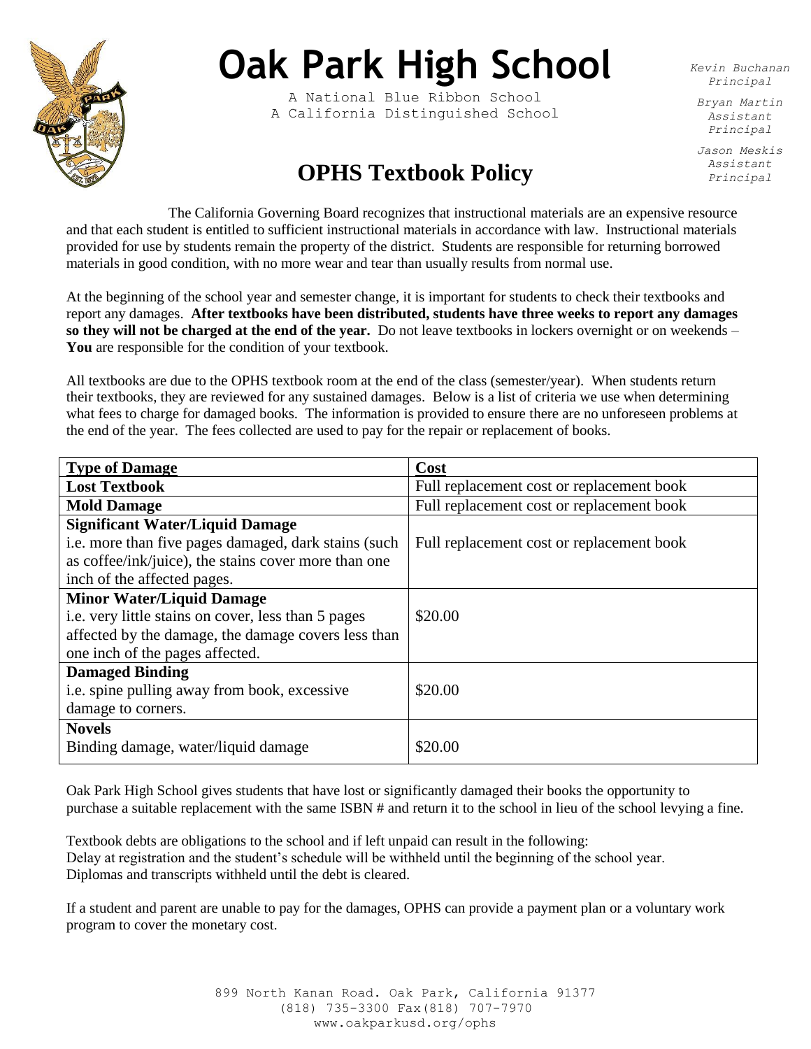# Oak Park High School

A National Blue Ribbon School
A California Distinguished School

*Kevin Buchanan*
*Principal*

*Bryan Martin*
*Assistant Principal*

*Jason Meskis*
*Assistant Principal*

## OPHS Textbook Policy

The California Governing Board recognizes that instructional materials are an expensive resource and that each student is entitled to sufficient instructional materials in accordance with law. Instructional materials provided for use by students remain the property of the district. Students are responsible for returning borrowed materials in good condition, with no more wear and tear than usually results from normal use.

At the beginning of the school year and semester change, it is important for students to check their textbooks and report any damages. **After textbooks have been distributed, students have three weeks to report any damages so they will not be charged at the end of the year.** Do not leave textbooks in lockers overnight or on weekends – **You** are responsible for the condition of your textbook.

All textbooks are due to the OPHS textbook room at the end of the class (semester/year). When students return their textbooks, they are reviewed for any sustained damages. Below is a list of criteria we use when determining what fees to charge for damaged books. The information is provided to ensure there are no unforeseen problems at the end of the year. The fees collected are used to pay for the repair or replacement of books.

| Type of Damage | Cost |
|---|---|
| **Lost Textbook** | Full replacement cost or replacement book |
| **Mold Damage** | Full replacement cost or replacement book |
| **Significant Water/Liquid Damage** i.e. more than five pages damaged, dark stains (such as coffee/ink/juice), the stains cover more than one inch of the affected pages. | Full replacement cost or replacement book |
| **Minor Water/Liquid Damage** i.e. very little stains on cover, less than 5 pages affected by the damage, the damage covers less than one inch of the pages affected. | $20.00 |
| **Damaged Binding** i.e. spine pulling away from book, excessive damage to corners. | $20.00 |
| **Novels** Binding damage, water/liquid damage | $20.00 |

Oak Park High School gives students that have lost or significantly damaged their books the opportunity to purchase a suitable replacement with the same ISBN # and return it to the school in lieu of the school levying a fine.

Textbook debts are obligations to the school and if left unpaid can result in the following:
Delay at registration and the student's schedule will be withheld until the beginning of the school year.
Diplomas and transcripts withheld until the debt is cleared.

If a student and parent are unable to pay for the damages, OPHS can provide a payment plan or a voluntary work program to cover the monetary cost.

899 North Kanan Road. Oak Park, California 91377
(818) 735-3300 Fax(818) 707-7970
www.oakparkusd.org/ophs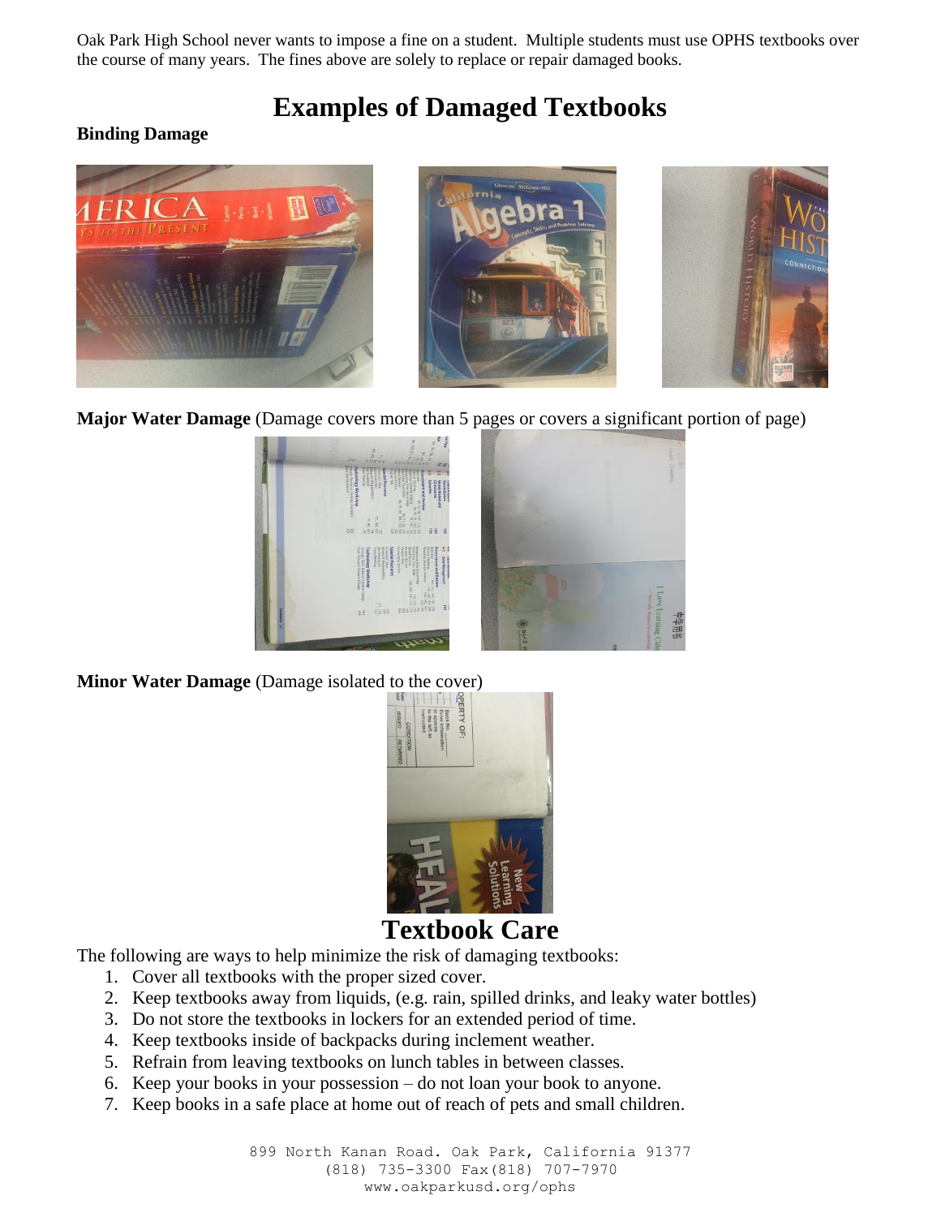Oak Park High School never wants to impose a fine on a student. Multiple students must use OPHS textbooks over the course of many years. The fines above are solely to replace or repair damaged books.

# Examples of Damaged Textbooks

**Binding Damage**

**Major Water Damage** (Damage covers more than 5 pages or covers a significant portion of page)

**Minor Water Damage** (Damage isolated to the cover)

# Textbook Care

The following are ways to help minimize the risk of damaging textbooks:

1. Cover all textbooks with the proper sized cover.
2. Keep textbooks away from liquids, (e.g. rain, spilled drinks, and leaky water bottles)
3. Do not store the textbooks in lockers for an extended period of time.
4. Keep textbooks inside of backpacks during inclement weather.
5. Refrain from leaving textbooks on lunch tables in between classes.
6. Keep your books in your possession – do not loan your book to anyone.
7. Keep books in a safe place at home out of reach of pets and small children.

899 North Kanan Road. Oak Park, California 91377
(818) 735-3300 Fax(818) 707-7970
www.oakparkusd.org/ophs